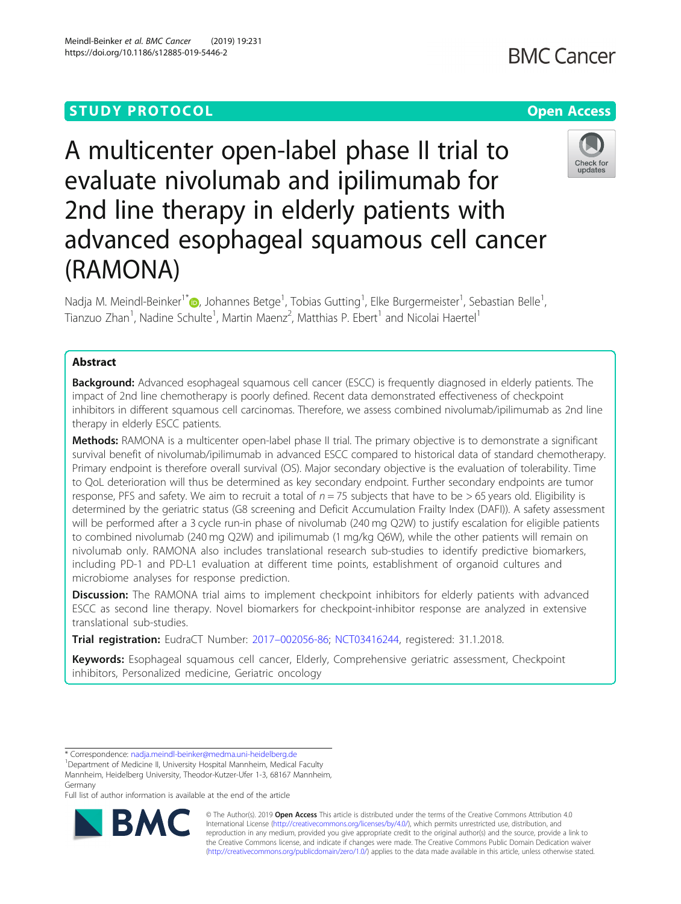STUDY PROTOCOL

Open Access

# A multicenter open-label phase II trial to evaluate nivolumab and ipilimumab for 2nd line therapy in elderly patients with advanced esophageal squamous cell cancer (RAMONA)

Nadja M. Meindl-Beinker[1*], Johannes Betge[1], Tobias Gutting[1], Elke Burgermeister[1], Sebastian Belle[1], Tianzuo Zhan[1], Nadine Schulte[1], Martin Maenz[2], Matthias P. Ebert[1] and Nicolai Haertel[1]

## Abstract

**Background:** Advanced esophageal squamous cell cancer (ESCC) is frequently diagnosed in elderly patients. The impact of 2nd line chemotherapy is poorly defined. Recent data demonstrated effectiveness of checkpoint inhibitors in different squamous cell carcinomas. Therefore, we assess combined nivolumab/ipilimumab as 2nd line therapy in elderly ESCC patients.

**Methods:** RAMONA is a multicenter open-label phase II trial. The primary objective is to demonstrate a significant survival benefit of nivolumab/ipilimumab in advanced ESCC compared to historical data of standard chemotherapy. Primary endpoint is therefore overall survival (OS). Major secondary objective is the evaluation of tolerability. Time to QoL deterioration will thus be determined as key secondary endpoint. Further secondary endpoints are tumor response, PFS and safety. We aim to recruit a total of $n = 75$ subjects that have to be > 65 years old. Eligibility is determined by the geriatric status (G8 screening and Deficit Accumulation Frailty Index (DAFI)). A safety assessment will be performed after a 3 cycle run-in phase of nivolumab (240 mg Q2W) to justify escalation for eligible patients to combined nivolumab (240 mg Q2W) and ipilimumab (1 mg/kg Q6W), while the other patients will remain on nivolumab only. RAMONA also includes translational research sub-studies to identify predictive biomarkers, including PD-1 and PD-L1 evaluation at different time points, establishment of organoid cultures and microbiome analyses for response prediction.

**Discussion:** The RAMONA trial aims to implement checkpoint inhibitors for elderly patients with advanced ESCC as second line therapy. Novel biomarkers for checkpoint-inhibitor response are analyzed in extensive translational sub-studies.

**Trial registration:** EudraCT Number: 2017–002056-86; NCT03416244, registered: 31.1.2018.

**Keywords:** Esophageal squamous cell cancer, Elderly, Comprehensive geriatric assessment, Checkpoint inhibitors, Personalized medicine, Geriatric oncology

* Correspondence: nadja.meindl-beinker@medma.uni-heidelberg.de
[1]Department of Medicine II, University Hospital Mannheim, Medical Faculty Mannheim, Heidelberg University, Theodor-Kutzer-Ufer 1-3, 68167 Mannheim, Germany
Full list of author information is available at the end of the article

© The Author(s). 2019 **Open Access** This article is distributed under the terms of the Creative Commons Attribution 4.0 International License (http://creativecommons.org/licenses/by/4.0/), which permits unrestricted use, distribution, and reproduction in any medium, provided you give appropriate credit to the original author(s) and the source, provide a link to the Creative Commons license, and indicate if changes were made. The Creative Commons Public Domain Dedication waiver (http://creativecommons.org/publicdomain/zero/1.0/) applies to the data made available in this article, unless otherwise stated.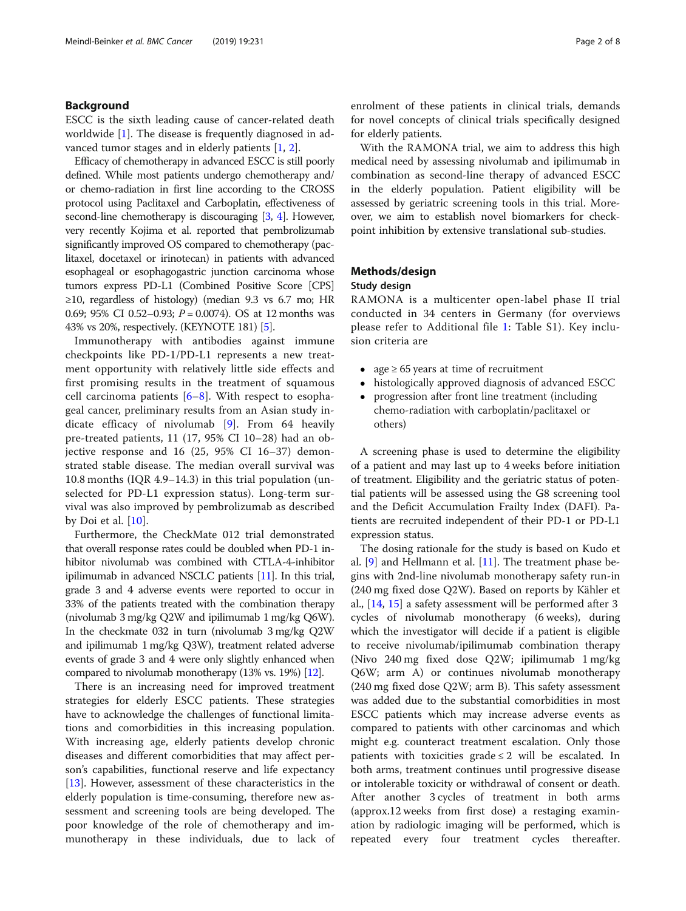## Background

ESCC is the sixth leading cause of cancer-related death worldwide [1]. The disease is frequently diagnosed in advanced tumor stages and in elderly patients [1, 2].

Efficacy of chemotherapy in advanced ESCC is still poorly defined. While most patients undergo chemotherapy and/or chemo-radiation in first line according to the CROSS protocol using Paclitaxel and Carboplatin, effectiveness of second-line chemotherapy is discouraging [3, 4]. However, very recently Kojima et al. reported that pembrolizumab significantly improved OS compared to chemotherapy (paclitaxel, docetaxel or irinotecan) in patients with advanced esophageal or esophagogastric junction carcinoma whose tumors express PD-L1 (Combined Positive Score [CPS] ≥10, regardless of histology) (median 9.3 vs 6.7 mo; HR 0.69; 95% CI 0.52–0.93; $P = 0.0074$). OS at 12 months was 43% vs 20%, respectively. (KEYNOTE 181) [5].

Immunotherapy with antibodies against immune checkpoints like PD-1/PD-L1 represents a new treatment opportunity with relatively little side effects and first promising results in the treatment of squamous cell carcinoma patients [6–8]. With respect to esophageal cancer, preliminary results from an Asian study indicate efficacy of nivolumab [9]. From 64 heavily pre-treated patients, 11 (17, 95% CI 10–28) had an objective response and 16 (25, 95% CI 16–37) demonstrated stable disease. The median overall survival was 10.8 months (IQR 4.9–14.3) in this trial population (unselected for PD-L1 expression status). Long-term survival was also improved by pembrolizumab as described by Doi et al. [10].

Furthermore, the CheckMate 012 trial demonstrated that overall response rates could be doubled when PD-1 inhibitor nivolumab was combined with CTLA-4-inhibitor ipilimumab in advanced NSCLC patients [11]. In this trial, grade 3 and 4 adverse events were reported to occur in 33% of the patients treated with the combination therapy (nivolumab 3 mg/kg Q2W and ipilimumab 1 mg/kg Q6W). In the checkmate 032 in turn (nivolumab 3 mg/kg Q2W and ipilimumab 1 mg/kg Q3W), treatment related adverse events of grade 3 and 4 were only slightly enhanced when compared to nivolumab monotherapy (13% vs. 19%) [12].

There is an increasing need for improved treatment strategies for elderly ESCC patients. These strategies have to acknowledge the challenges of functional limitations and comorbidities in this increasing population. With increasing age, elderly patients develop chronic diseases and different comorbidities that may affect person's capabilities, functional reserve and life expectancy [13]. However, assessment of these characteristics in the elderly population is time-consuming, therefore new assessment and screening tools are being developed. The poor knowledge of the role of chemotherapy and immunotherapy in these individuals, due to lack of enrolment of these patients in clinical trials, demands for novel concepts of clinical trials specifically designed for elderly patients.

With the RAMONA trial, we aim to address this high medical need by assessing nivolumab and ipilimumab in combination as second-line therapy of advanced ESCC in the elderly population. Patient eligibility will be assessed by geriatric screening tools in this trial. Moreover, we aim to establish novel biomarkers for checkpoint inhibition by extensive translational sub-studies.

## Methods/design

### Study design

RAMONA is a multicenter open-label phase II trial conducted in 34 centers in Germany (for overviews please refer to Additional file 1: Table S1). Key inclusion criteria are

- age ≥ 65 years at time of recruitment
- histologically approved diagnosis of advanced ESCC
- progression after front line treatment (including chemo-radiation with carboplatin/paclitaxel or others)

A screening phase is used to determine the eligibility of a patient and may last up to 4 weeks before initiation of treatment. Eligibility and the geriatric status of potential patients will be assessed using the G8 screening tool and the Deficit Accumulation Frailty Index (DAFI). Patients are recruited independent of their PD-1 or PD-L1 expression status.

The dosing rationale for the study is based on Kudo et al. [9] and Hellmann et al. [11]. The treatment phase begins with 2nd-line nivolumab monotherapy safety run-in (240 mg fixed dose Q2W). Based on reports by Kähler et al., [14, 15] a safety assessment will be performed after 3 cycles of nivolumab monotherapy (6 weeks), during which the investigator will decide if a patient is eligible to receive nivolumab/ipilimumab combination therapy (Nivo 240 mg fixed dose Q2W; ipilimumab 1 mg/kg Q6W; arm A) or continues nivolumab monotherapy (240 mg fixed dose Q2W; arm B). This safety assessment was added due to the substantial comorbidities in most ESCC patients which may increase adverse events as compared to patients with other carcinomas and which might e.g. counteract treatment escalation. Only those patients with toxicities grade ≤ 2 will be escalated. In both arms, treatment continues until progressive disease or intolerable toxicity or withdrawal of consent or death. After another 3 cycles of treatment in both arms (approx.12 weeks from first dose) a restaging examination by radiologic imaging will be performed, which is repeated every four treatment cycles thereafter.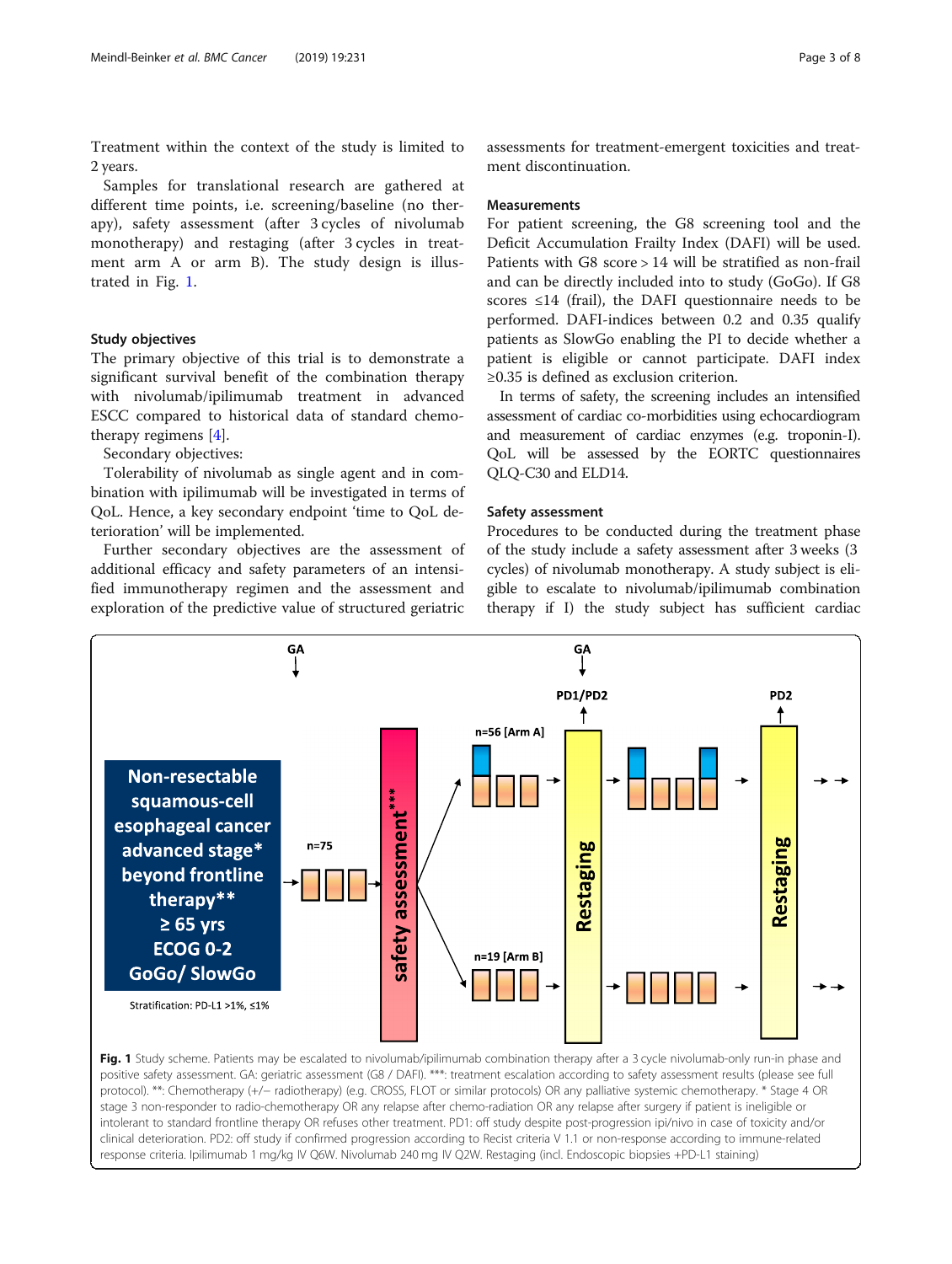Treatment within the context of the study is limited to 2 years.

Samples for translational research are gathered at different time points, i.e. screening/baseline (no therapy), safety assessment (after 3 cycles of nivolumab monotherapy) and restaging (after 3 cycles in treatment arm A or arm B). The study design is illustrated in Fig. 1.

### Study objectives

The primary objective of this trial is to demonstrate a significant survival benefit of the combination therapy with nivolumab/ipilimumab treatment in advanced ESCC compared to historical data of standard chemotherapy regimens [4].

Secondary objectives:

Tolerability of nivolumab as single agent and in combination with ipilimumab will be investigated in terms of QoL. Hence, a key secondary endpoint 'time to QoL deterioration' will be implemented.

Further secondary objectives are the assessment of additional efficacy and safety parameters of an intensified immunotherapy regimen and the assessment and exploration of the predictive value of structured geriatric assessments for treatment-emergent toxicities and treatment discontinuation.

### Measurements

For patient screening, the G8 screening tool and the Deficit Accumulation Frailty Index (DAFI) will be used. Patients with G8 score > 14 will be stratified as non-frail and can be directly included into to study (GoGo). If G8 scores ≤14 (frail), the DAFI questionnaire needs to be performed. DAFI-indices between 0.2 and 0.35 qualify patients as SlowGo enabling the PI to decide whether a patient is eligible or cannot participate. DAFI index ≥0.35 is defined as exclusion criterion.

In terms of safety, the screening includes an intensified assessment of cardiac co-morbidities using echocardiogram and measurement of cardiac enzymes (e.g. troponin-I). QoL will be assessed by the EORTC questionnaires QLQ-C30 and ELD14.

### Safety assessment

Procedures to be conducted during the treatment phase of the study include a safety assessment after 3 weeks (3 cycles) of nivolumab monotherapy. A study subject is eligible to escalate to nivolumab/ipilimumab combination therapy if I) the study subject has sufficient cardiac

**Fig. 1** Study scheme. Patients may be escalated to nivolumab/ipilimumab combination therapy after a 3 cycle nivolumab-only run-in phase and positive safety assessment. GA: geriatric assessment (G8 / DAFI). ***: treatment escalation according to safety assessment results (please see full protocol). **: Chemotherapy (+/− radiotherapy) (e.g. CROSS, FLOT or similar protocols) OR any palliative systemic chemotherapy. * Stage 4 OR stage 3 non-responder to radio-chemotherapy OR any relapse after chemo-radiation OR any relapse after surgery if patient is ineligible or intolerant to standard frontline therapy OR refuses other treatment. PD1: off study despite post-progression ipi/nivo in case of toxicity and/or clinical deterioration. PD2: off study if confirmed progression according to Recist criteria V 1.1 or non-response according to immune-related response criteria. Ipilimumab 1 mg/kg IV Q6W. Nivolumab 240 mg IV Q2W. Restaging (incl. Endoscopic biopsies +PD-L1 staining)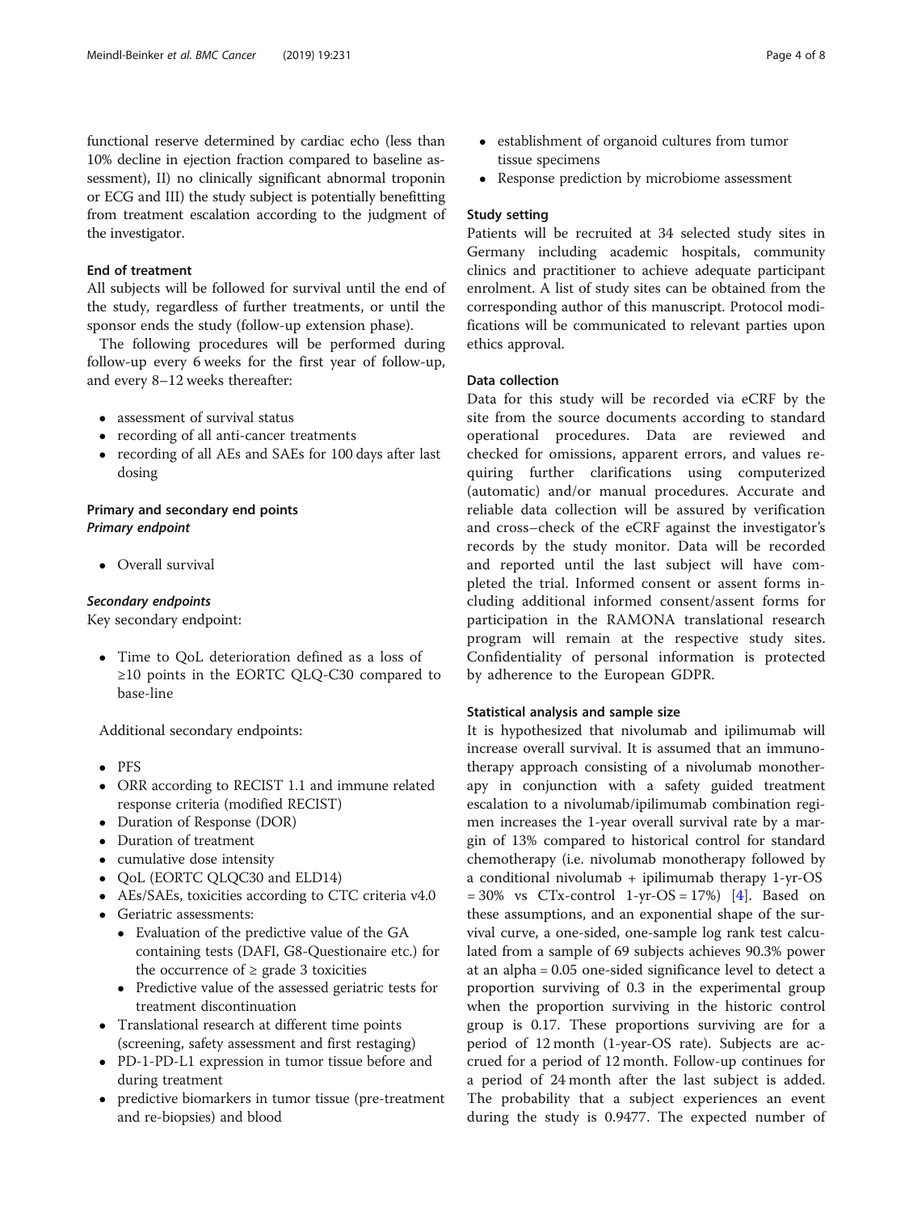functional reserve determined by cardiac echo (less than 10% decline in ejection fraction compared to baseline assessment), II) no clinically significant abnormal troponin or ECG and III) the study subject is potentially benefitting from treatment escalation according to the judgment of the investigator.

### End of treatment

All subjects will be followed for survival until the end of the study, regardless of further treatments, or until the sponsor ends the study (follow-up extension phase).

The following procedures will be performed during follow-up every 6 weeks for the first year of follow-up, and every 8–12 weeks thereafter:

- assessment of survival status
- recording of all anti-cancer treatments
- recording of all AEs and SAEs for 100 days after last dosing

### Primary and secondary end points

#### *Primary endpoint*

- Overall survival

#### *Secondary endpoints*

Key secondary endpoint:

- Time to QoL deterioration defined as a loss of ≥10 points in the EORTC QLQ-C30 compared to base-line

Additional secondary endpoints:

- PFS
- ORR according to RECIST 1.1 and immune related response criteria (modified RECIST)
- Duration of Response (DOR)
- Duration of treatment
- cumulative dose intensity
- QoL (EORTC QLQC30 and ELD14)
- AEs/SAEs, toxicities according to CTC criteria v4.0
- Geriatric assessments:
  - Evaluation of the predictive value of the GA containing tests (DAFI, G8-Questionaire etc.) for the occurrence of ≥ grade 3 toxicities
  - Predictive value of the assessed geriatric tests for treatment discontinuation
- Translational research at different time points (screening, safety assessment and first restaging)
- PD-1-PD-L1 expression in tumor tissue before and during treatment
- predictive biomarkers in tumor tissue (pre-treatment and re-biopsies) and blood
- establishment of organoid cultures from tumor tissue specimens
- Response prediction by microbiome assessment

### Study setting

Patients will be recruited at 34 selected study sites in Germany including academic hospitals, community clinics and practitioner to achieve adequate participant enrolment. A list of study sites can be obtained from the corresponding author of this manuscript. Protocol modifications will be communicated to relevant parties upon ethics approval.

### Data collection

Data for this study will be recorded via eCRF by the site from the source documents according to standard operational procedures. Data are reviewed and checked for omissions, apparent errors, and values requiring further clarifications using computerized (automatic) and/or manual procedures. Accurate and reliable data collection will be assured by verification and cross–check of the eCRF against the investigator's records by the study monitor. Data will be recorded and reported until the last subject will have completed the trial. Informed consent or assent forms including additional informed consent/assent forms for participation in the RAMONA translational research program will remain at the respective study sites. Confidentiality of personal information is protected by adherence to the European GDPR.

### Statistical analysis and sample size

It is hypothesized that nivolumab and ipilimumab will increase overall survival. It is assumed that an immunotherapy approach consisting of a nivolumab monotherapy in conjunction with a safety guided treatment escalation to a nivolumab/ipilimumab combination regimen increases the 1-year overall survival rate by a margin of 13% compared to historical control for standard chemotherapy (i.e. nivolumab monotherapy followed by a conditional nivolumab + ipilimumab therapy 1-yr-OS = 30% vs CTx-control 1-yr-OS = 17%) [4]. Based on these assumptions, and an exponential shape of the survival curve, a one-sided, one-sample log rank test calculated from a sample of 69 subjects achieves 90.3% power at an alpha = 0.05 one-sided significance level to detect a proportion surviving of 0.3 in the experimental group when the proportion surviving in the historic control group is 0.17. These proportions surviving are for a period of 12 month (1-year-OS rate). Subjects are accrued for a period of 12 month. Follow-up continues for a period of 24 month after the last subject is added. The probability that a subject experiences an event during the study is 0.9477. The expected number of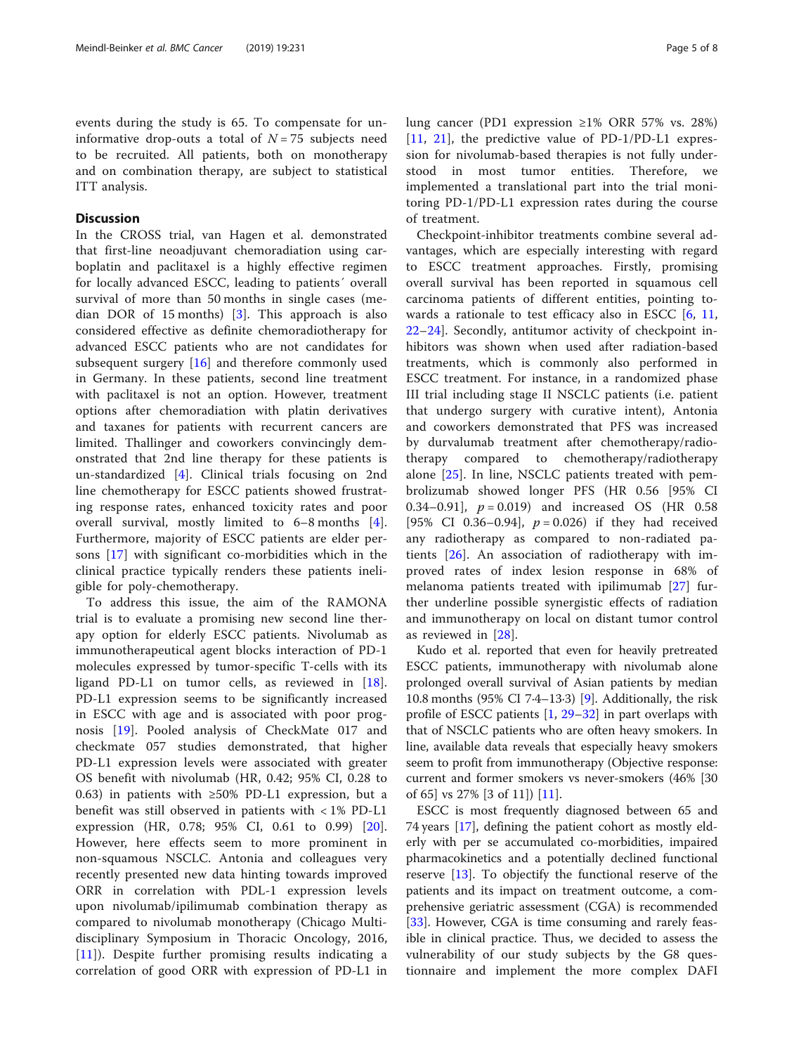events during the study is 65. To compensate for uninformative drop-outs a total of $N = 75$ subjects need to be recruited. All patients, both on monotherapy and on combination therapy, are subject to statistical ITT analysis.

## Discussion

In the CROSS trial, van Hagen et al. demonstrated that first-line neoadjuvant chemoradiation using carboplatin and paclitaxel is a highly effective regimen for locally advanced ESCC, leading to patients´ overall survival of more than 50 months in single cases (median DOR of 15 months) [3]. This approach is also considered effective as definite chemoradiotherapy for advanced ESCC patients who are not candidates for subsequent surgery [16] and therefore commonly used in Germany. In these patients, second line treatment with paclitaxel is not an option. However, treatment options after chemoradiation with platin derivatives and taxanes for patients with recurrent cancers are limited. Thallinger and coworkers convincingly demonstrated that 2nd line therapy for these patients is un-standardized [4]. Clinical trials focusing on 2nd line chemotherapy for ESCC patients showed frustrating response rates, enhanced toxicity rates and poor overall survival, mostly limited to 6–8 months [4]. Furthermore, majority of ESCC patients are elder persons [17] with significant co-morbidities which in the clinical practice typically renders these patients ineligible for poly-chemotherapy.

To address this issue, the aim of the RAMONA trial is to evaluate a promising new second line therapy option for elderly ESCC patients. Nivolumab as immunotherapeutical agent blocks interaction of PD-1 molecules expressed by tumor-specific T-cells with its ligand PD-L1 on tumor cells, as reviewed in [18]. PD-L1 expression seems to be significantly increased in ESCC with age and is associated with poor prognosis [19]. Pooled analysis of CheckMate 017 and checkmate 057 studies demonstrated, that higher PD-L1 expression levels were associated with greater OS benefit with nivolumab (HR, 0.42; 95% CI, 0.28 to 0.63) in patients with ≥50% PD-L1 expression, but a benefit was still observed in patients with < 1% PD-L1 expression (HR, 0.78; 95% CI, 0.61 to 0.99) [20]. However, here effects seem to more prominent in non-squamous NSCLC. Antonia and colleagues very recently presented new data hinting towards improved ORR in correlation with PDL-1 expression levels upon nivolumab/ipilimumab combination therapy as compared to nivolumab monotherapy (Chicago Multidisciplinary Symposium in Thoracic Oncology, 2016, [11]). Despite further promising results indicating a correlation of good ORR with expression of PD-L1 in lung cancer (PD1 expression ≥1% ORR 57% vs. 28%) [11, 21], the predictive value of PD-1/PD-L1 expression for nivolumab-based therapies is not fully understood in most tumor entities. Therefore, we implemented a translational part into the trial monitoring PD-1/PD-L1 expression rates during the course of treatment.

Checkpoint-inhibitor treatments combine several advantages, which are especially interesting with regard to ESCC treatment approaches. Firstly, promising overall survival has been reported in squamous cell carcinoma patients of different entities, pointing towards a rationale to test efficacy also in ESCC [6, 11, 22–24]. Secondly, antitumor activity of checkpoint inhibitors was shown when used after radiation-based treatments, which is commonly also performed in ESCC treatment. For instance, in a randomized phase III trial including stage II NSCLC patients (i.e. patient that undergo surgery with curative intent), Antonia and coworkers demonstrated that PFS was increased by durvalumab treatment after chemotherapy/radiotherapy compared to chemotherapy/radiotherapy alone [25]. In line, NSCLC patients treated with pembrolizumab showed longer PFS (HR 0.56 [95% CI 0.34–0.91], $p = 0.019$) and increased OS (HR 0.58 [95% CI 0.36–0.94], $p = 0.026$) if they had received any radiotherapy as compared to non-radiated patients [26]. An association of radiotherapy with improved rates of index lesion response in 68% of melanoma patients treated with ipilimumab [27] further underline possible synergistic effects of radiation and immunotherapy on local on distant tumor control as reviewed in [28].

Kudo et al. reported that even for heavily pretreated ESCC patients, immunotherapy with nivolumab alone prolonged overall survival of Asian patients by median 10.8 months (95% CI 7·4–13·3) [9]. Additionally, the risk profile of ESCC patients [1, 29–32] in part overlaps with that of NSCLC patients who are often heavy smokers. In line, available data reveals that especially heavy smokers seem to profit from immunotherapy (Objective response: current and former smokers vs never-smokers (46% [30 of 65] vs 27% [3 of 11]) [11].

ESCC is most frequently diagnosed between 65 and 74 years [17], defining the patient cohort as mostly elderly with per se accumulated co-morbidities, impaired pharmacokinetics and a potentially declined functional reserve [13]. To objectify the functional reserve of the patients and its impact on treatment outcome, a comprehensive geriatric assessment (CGA) is recommended [33]. However, CGA is time consuming and rarely feasible in clinical practice. Thus, we decided to assess the vulnerability of our study subjects by the G8 questionnaire and implement the more complex DAFI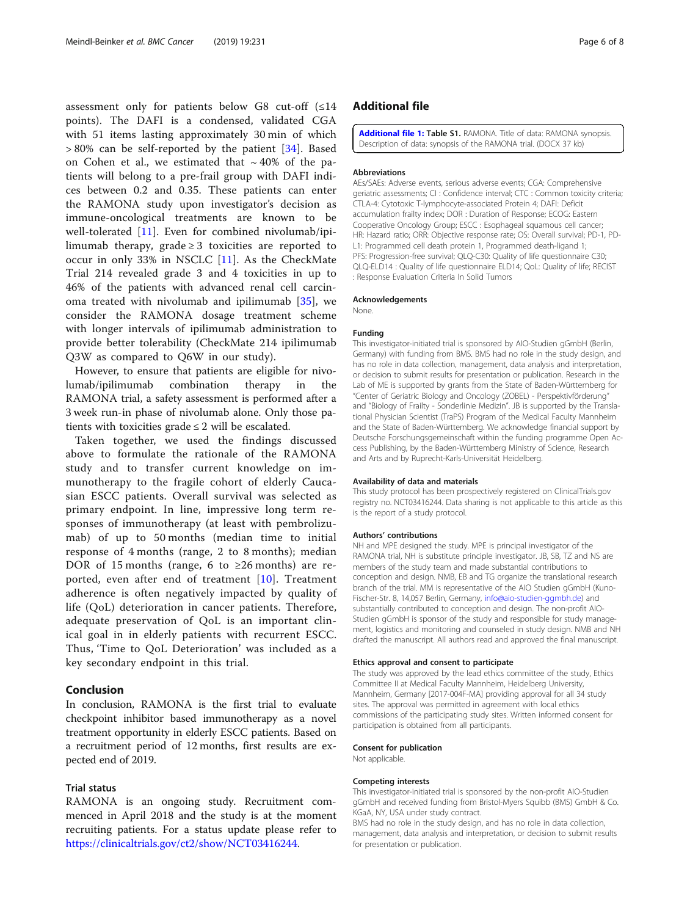assessment only for patients below G8 cut-off (≤14 points). The DAFI is a condensed, validated CGA with 51 items lasting approximately 30 min of which > 80% can be self-reported by the patient [34]. Based on Cohen et al., we estimated that ~ 40% of the patients will belong to a pre-frail group with DAFI indices between 0.2 and 0.35. These patients can enter the RAMONA study upon investigator's decision as immune-oncological treatments are known to be well-tolerated [11]. Even for combined nivolumab/ipilimumab therapy, grade ≥ 3 toxicities are reported to occur in only 33% in NSCLC [11]. As the CheckMate Trial 214 revealed grade 3 and 4 toxicities in up to 46% of the patients with advanced renal cell carcinoma treated with nivolumab and ipilimumab [35], we consider the RAMONA dosage treatment scheme with longer intervals of ipilimumab administration to provide better tolerability (CheckMate 214 ipilimumab Q3W as compared to Q6W in our study).

However, to ensure that patients are eligible for nivolumab/ipilimumab combination therapy in the RAMONA trial, a safety assessment is performed after a 3 week run-in phase of nivolumab alone. Only those patients with toxicities grade ≤ 2 will be escalated.

Taken together, we used the findings discussed above to formulate the rationale of the RAMONA study and to transfer current knowledge on immunotherapy to the fragile cohort of elderly Caucasian ESCC patients. Overall survival was selected as primary endpoint. In line, impressive long term responses of immunotherapy (at least with pembrolizumab) of up to 50 months (median time to initial response of 4 months (range, 2 to 8 months); median DOR of 15 months (range, 6 to ≥26 months) are reported, even after end of treatment [10]. Treatment adherence is often negatively impacted by quality of life (QoL) deterioration in cancer patients. Therefore, adequate preservation of QoL is an important clinical goal in in elderly patients with recurrent ESCC. Thus, 'Time to QoL Deterioration' was included as a key secondary endpoint in this trial.

## Conclusion

In conclusion, RAMONA is the first trial to evaluate checkpoint inhibitor based immunotherapy as a novel treatment opportunity in elderly ESCC patients. Based on a recruitment period of 12 months, first results are expected end of 2019.

### Trial status

RAMONA is an ongoing study. Recruitment commenced in April 2018 and the study is at the moment recruiting patients. For a status update please refer to https://clinicaltrials.gov/ct2/show/NCT03416244.

## Additional file

**Additional file 1: Table S1.** RAMONA. Title of data: RAMONA synopsis. Description of data: synopsis of the RAMONA trial. (DOCX 37 kb)

### Abbreviations

AEs/SAEs: Adverse events, serious adverse events; CGA: Comprehensive geriatric assessments; CI : Confidence interval; CTC : Common toxicity criteria; CTLA-4: Cytotoxic T-lymphocyte-associated Protein 4; DAFI: Deficit accumulation frailty index; DOR : Duration of Response; ECOG: Eastern Cooperative Oncology Group; ESCC : Esophageal squamous cell cancer; HR: Hazard ratio; ORR: Objective response rate; OS: Overall survival; PD-1, PD-L1: Programmed cell death protein 1, Programmed death-ligand 1; PFS: Progression-free survival; QLQ-C30: Quality of life questionnaire C30; QLQ-ELD14 : Quality of life questionnaire ELD14; QoL: Quality of life; RECIST : Response Evaluation Criteria In Solid Tumors

### Acknowledgements

None.

### Funding

This investigator-initiated trial is sponsored by AIO-Studien gGmbH (Berlin, Germany) with funding from BMS. BMS had no role in the study design, and has no role in data collection, management, data analysis and interpretation, or decision to submit results for presentation or publication. Research in the Lab of ME is supported by grants from the State of Baden-Württemberg for "Center of Geriatric Biology and Oncology (ZOBEL) - Perspektivförderung" and "Biology of Frailty - Sonderlinie Medizin". JB is supported by the Translational Physician Scientist (TraPS) Program of the Medical Faculty Mannheim and the State of Baden-Württemberg. We acknowledge financial support by Deutsche Forschungsgemeinschaft within the funding programme Open Access Publishing, by the Baden-Württemberg Ministry of Science, Research and Arts and by Ruprecht-Karls-Universität Heidelberg.

### Availability of data and materials

This study protocol has been prospectively registered on ClinicalTrials.gov registry no. NCT03416244. Data sharing is not applicable to this article as this is the report of a study protocol.

### Authors' contributions

NH and MPE designed the study. MPE is principal investigator of the RAMONA trial, NH is substitute principle investigator. JB, SB, TZ and NS are members of the study team and made substantial contributions to conception and design. NMB, EB and TG organize the translational research branch of the trial. MM is representative of the AIO Studien gGmbH (Kuno-Fischer-Str. 8, 14,057 Berlin, Germany, info@aio-studien-ggmbh.de) and substantially contributed to conception and design. The non-profit AIO-Studien gGmbH is sponsor of the study and responsible for study management, logistics and monitoring and counseled in study design. NMB and NH drafted the manuscript. All authors read and approved the final manuscript.

### Ethics approval and consent to participate

The study was approved by the lead ethics committee of the study, Ethics Committee II at Medical Faculty Mannheim, Heidelberg University, Mannheim, Germany [2017-004F-MA] providing approval for all 34 study sites. The approval was permitted in agreement with local ethics commissions of the participating study sites. Written informed consent for participation is obtained from all participants.

### Consent for publication

Not applicable.

### Competing interests

This investigator-initiated trial is sponsored by the non-profit AIO-Studien gGmbH and received funding from Bristol-Myers Squibb (BMS) GmbH & Co. KGaA, NY, USA under study contract.

BMS had no role in the study design, and has no role in data collection, management, data analysis and interpretation, or decision to submit results for presentation or publication.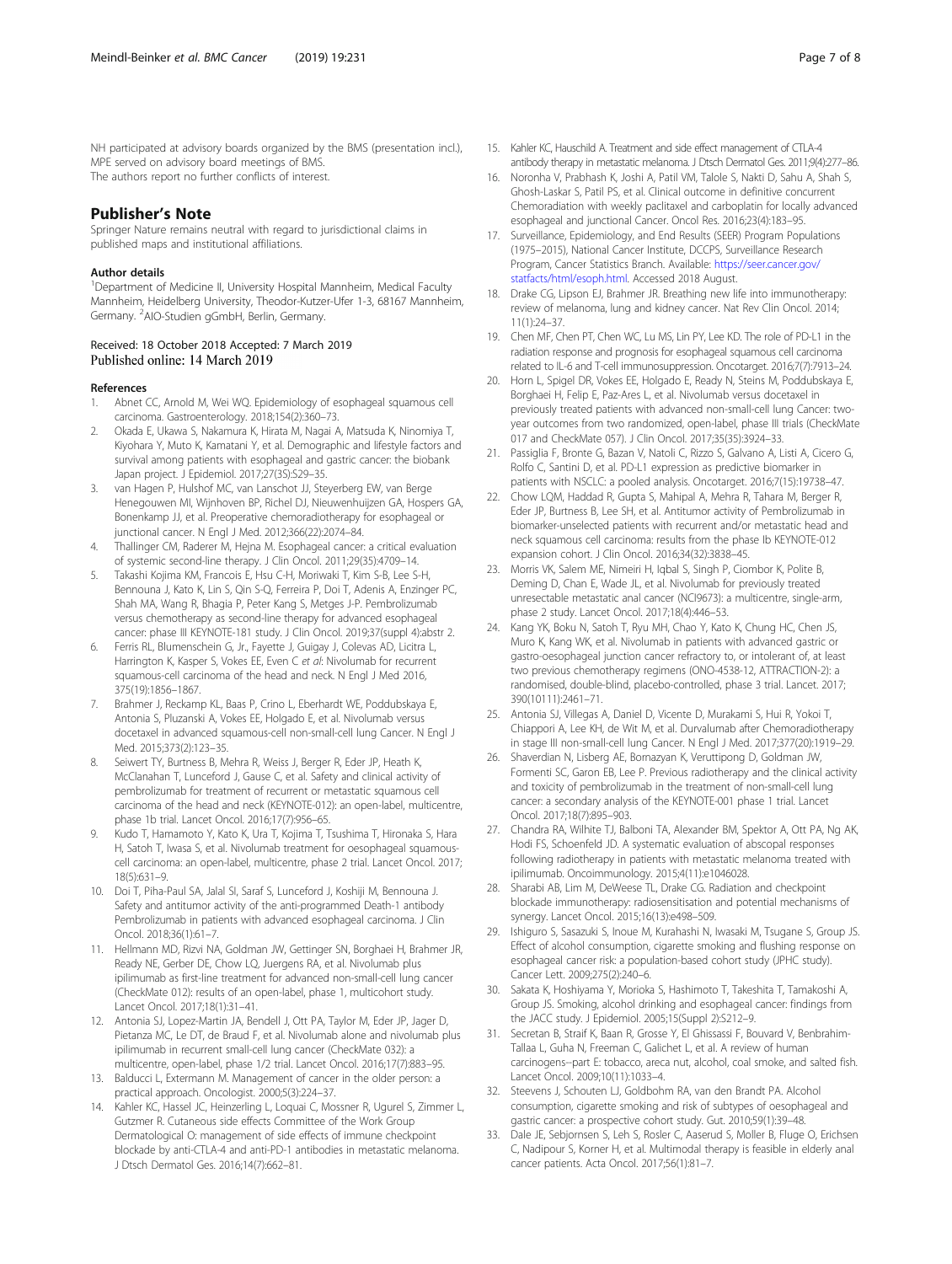NH participated at advisory boards organized by the BMS (presentation incl.), MPE served on advisory board meetings of BMS.
The authors report no further conflicts of interest.

## Publisher's Note

Springer Nature remains neutral with regard to jurisdictional claims in published maps and institutional affiliations.

### Author details

[1]Department of Medicine II, University Hospital Mannheim, Medical Faculty Mannheim, Heidelberg University, Theodor-Kutzer-Ufer 1-3, 68167 Mannheim, Germany. [2]AIO-Studien gGmbH, Berlin, Germany.

Received: 18 October 2018 Accepted: 7 March 2019
Published online: 14 March 2019

### References

1. Abnet CC, Arnold M, Wei WQ. Epidemiology of esophageal squamous cell carcinoma. Gastroenterology. 2018;154(2):360–73.
2. Okada E, Ukawa S, Nakamura K, Hirata M, Nagai A, Matsuda K, Ninomiya T, Kiyohara Y, Muto K, Kamatani Y, et al. Demographic and lifestyle factors and survival among patients with esophageal and gastric cancer: the biobank Japan project. J Epidemiol. 2017;27(3S):S29–35.
3. van Hagen P, Hulshof MC, van Lanschot JJ, Steyerberg EW, van Berge Henegouwen MI, Wijnhoven BP, Richel DJ, Nieuwenhuijzen GA, Hospers GA, Bonenkamp JJ, et al. Preoperative chemoradiotherapy for esophageal or junctional cancer. N Engl J Med. 2012;366(22):2074–84.
4. Thallinger CM, Raderer M, Hejna M. Esophageal cancer: a critical evaluation of systemic second-line therapy. J Clin Oncol. 2011;29(35):4709–14.
5. Takashi Kojima KM, Francois E, Hsu C-H, Moriwaki T, Kim S-B, Lee S-H, Bennouna J, Kato K, Lin S, Qin S-Q, Ferreira P, Doi T, Adenis A, Enzinger PC, Shah MA, Wang R, Bhagia P, Peter Kang S, Metges J-P. Pembrolizumab versus chemotherapy as second-line therapy for advanced esophageal cancer: phase III KEYNOTE-181 study. J Clin Oncol. 2019;37(suppl 4):abstr 2.
6. Ferris RL, Blumenschein G, Jr., Fayette J, Guigay J, Colevas AD, Licitra L, Harrington K, Kasper S, Vokes EE, Even C *et al*: Nivolumab for recurrent squamous-cell carcinoma of the head and neck. N Engl J Med 2016, 375(19):1856–1867.
7. Brahmer J, Reckamp KL, Baas P, Crino L, Eberhardt WE, Poddubskaya E, Antonia S, Pluzanski A, Vokes EE, Holgado E, et al. Nivolumab versus docetaxel in advanced squamous-cell non-small-cell lung Cancer. N Engl J Med. 2015;373(2):123–35.
8. Seiwert TY, Burtness B, Mehra R, Weiss J, Berger R, Eder JP, Heath K, McClanahan T, Lunceford J, Gause C, et al. Safety and clinical activity of pembrolizumab for treatment of recurrent or metastatic squamous cell carcinoma of the head and neck (KEYNOTE-012): an open-label, multicentre, phase 1b trial. Lancet Oncol. 2016;17(7):956–65.
9. Kudo T, Hamamoto Y, Kato K, Ura T, Kojima T, Tsushima T, Hironaka S, Hara H, Satoh T, Iwasa S, et al. Nivolumab treatment for oesophageal squamous-cell carcinoma: an open-label, multicentre, phase 2 trial. Lancet Oncol. 2017; 18(5):631–9.
10. Doi T, Piha-Paul SA, Jalal SI, Saraf S, Lunceford J, Koshiji M, Bennouna J. Safety and antitumor activity of the anti-programmed Death-1 antibody Pembrolizumab in patients with advanced esophageal carcinoma. J Clin Oncol. 2018;36(1):61–7.
11. Hellmann MD, Rizvi NA, Goldman JW, Gettinger SN, Borghaei H, Brahmer JR, Ready NE, Gerber DE, Chow LQ, Juergens RA, et al. Nivolumab plus ipilimumab as first-line treatment for advanced non-small-cell lung cancer (CheckMate 012): results of an open-label, phase 1, multicohort study. Lancet Oncol. 2017;18(1):31–41.
12. Antonia SJ, Lopez-Martin JA, Bendell J, Ott PA, Taylor M, Eder JP, Jager D, Pietanza MC, Le DT, de Braud F, et al. Nivolumab alone and nivolumab plus ipilimumab in recurrent small-cell lung cancer (CheckMate 032): a multicentre, open-label, phase 1/2 trial. Lancet Oncol. 2016;17(7):883–95.
13. Balducci L, Extermann M. Management of cancer in the older person: a practical approach. Oncologist. 2000;5(3):224–37.
14. Kahler KC, Hassel JC, Heinzerling L, Loquai C, Mossner R, Ugurel S, Zimmer L, Gutzmer R. Cutaneous side effects Committee of the Work Group Dermatological O: management of side effects of immune checkpoint blockade by anti-CTLA-4 and anti-PD-1 antibodies in metastatic melanoma. J Dtsch Dermatol Ges. 2016;14(7):662–81.
15. Kahler KC, Hauschild A. Treatment and side effect management of CTLA-4 antibody therapy in metastatic melanoma. J Dtsch Dermatol Ges. 2011;9(4):277–86.
16. Noronha V, Prabhash K, Joshi A, Patil VM, Talole S, Nakti D, Sahu A, Shah S, Ghosh-Laskar S, Patil PS, et al. Clinical outcome in definitive concurrent Chemoradiation with weekly paclitaxel and carboplatin for locally advanced esophageal and junctional Cancer. Oncol Res. 2016;23(4):183–95.
17. Surveillance, Epidemiology, and End Results (SEER) Program Populations (1975–2015), National Cancer Institute, DCCPS, Surveillance Research Program, Cancer Statistics Branch. Available: https://seer.cancer.gov/statfacts/html/esoph.html. Accessed 2018 August.
18. Drake CG, Lipson EJ, Brahmer JR. Breathing new life into immunotherapy: review of melanoma, lung and kidney cancer. Nat Rev Clin Oncol. 2014; 11(1):24–37.
19. Chen MF, Chen PT, Chen WC, Lu MS, Lin PY, Lee KD. The role of PD-L1 in the radiation response and prognosis for esophageal squamous cell carcinoma related to IL-6 and T-cell immunosuppression. Oncotarget. 2016;7(7):7913–24.
20. Horn L, Spigel DR, Vokes EE, Holgado E, Ready N, Steins M, Poddubskaya E, Borghaei H, Felip E, Paz-Ares L, et al. Nivolumab versus docetaxel in previously treated patients with advanced non-small-cell lung Cancer: two-year outcomes from two randomized, open-label, phase III trials (CheckMate 017 and CheckMate 057). J Clin Oncol. 2017;35(35):3924–33.
21. Passiglia F, Bronte G, Bazan V, Natoli C, Rizzo S, Galvano A, Listi A, Cicero G, Rolfo C, Santini D, et al. PD-L1 expression as predictive biomarker in patients with NSCLC: a pooled analysis. Oncotarget. 2016;7(15):19738–47.
22. Chow LQM, Haddad R, Gupta S, Mahipal A, Mehra R, Tahara M, Berger R, Eder JP, Burtness B, Lee SH, et al. Antitumor activity of Pembrolizumab in biomarker-unselected patients with recurrent and/or metastatic head and neck squamous cell carcinoma: results from the phase Ib KEYNOTE-012 expansion cohort. J Clin Oncol. 2016;34(32):3838–45.
23. Morris VK, Salem ME, Nimeiri H, Iqbal S, Singh P, Ciombor K, Polite B, Deming D, Chan E, Wade JL, et al. Nivolumab for previously treated unresectable metastatic anal cancer (NCI9673): a multicentre, single-arm, phase 2 study. Lancet Oncol. 2017;18(4):446–53.
24. Kang YK, Boku N, Satoh T, Ryu MH, Chao Y, Kato K, Chung HC, Chen JS, Muro K, Kang WK, et al. Nivolumab in patients with advanced gastric or gastro-oesophageal junction cancer refractory to, or intolerant of, at least two previous chemotherapy regimens (ONO-4538-12, ATTRACTION-2): a randomised, double-blind, placebo-controlled, phase 3 trial. Lancet. 2017; 390(10111):2461–71.
25. Antonia SJ, Villegas A, Daniel D, Vicente D, Murakami S, Hui R, Yokoi T, Chiappori A, Lee KH, de Wit M, et al. Durvalumab after Chemoradiotherapy in stage III non-small-cell lung Cancer. N Engl J Med. 2017;377(20):1919–29.
26. Shaverdian N, Lisberg AE, Bornazyan K, Veruttipong D, Goldman JW, Formenti SC, Garon EB, Lee P. Previous radiotherapy and the clinical activity and toxicity of pembrolizumab in the treatment of non-small-cell lung cancer: a secondary analysis of the KEYNOTE-001 phase 1 trial. Lancet Oncol. 2017;18(7):895–903.
27. Chandra RA, Wilhite TJ, Balboni TA, Alexander BM, Spektor A, Ott PA, Ng AK, Hodi FS, Schoenfeld JD. A systematic evaluation of abscopal responses following radiotherapy in patients with metastatic melanoma treated with ipilimumab. Oncoimmunology. 2015;4(11):e1046028.
28. Sharabi AB, Lim M, DeWeese TL, Drake CG. Radiation and checkpoint blockade immunotherapy: radiosensitisation and potential mechanisms of synergy. Lancet Oncol. 2015;16(13):e498–509.
29. Ishiguro S, Sasazuki S, Inoue M, Kurahashi N, Iwasaki M, Tsugane S, Group JS. Effect of alcohol consumption, cigarette smoking and flushing response on esophageal cancer risk: a population-based cohort study (JPHC study). Cancer Lett. 2009;275(2):240–6.
30. Sakata K, Hoshiyama Y, Morioka S, Hashimoto T, Takeshita T, Tamakoshi A, Group JS. Smoking, alcohol drinking and esophageal cancer: findings from the JACC study. J Epidemiol. 2005;15(Suppl 2):S212–9.
31. Secretan B, Straif K, Baan R, Grosse Y, El Ghissassi F, Bouvard V, Benbrahim-Tallaa L, Guha N, Freeman C, Galichet L, et al. A review of human carcinogens--part E: tobacco, areca nut, alcohol, coal smoke, and salted fish. Lancet Oncol. 2009;10(11):1033–4.
32. Steevens J, Schouten LJ, Goldbohm RA, van den Brandt PA. Alcohol consumption, cigarette smoking and risk of subtypes of oesophageal and gastric cancer: a prospective cohort study. Gut. 2010;59(1):39–48.
33. Dale JE, Sebjornsen S, Leh S, Rosler C, Aaserud S, Moller B, Fluge O, Erichsen C, Nadipour S, Korner H, et al. Multimodal therapy is feasible in elderly anal cancer patients. Acta Oncol. 2017;56(1):81–7.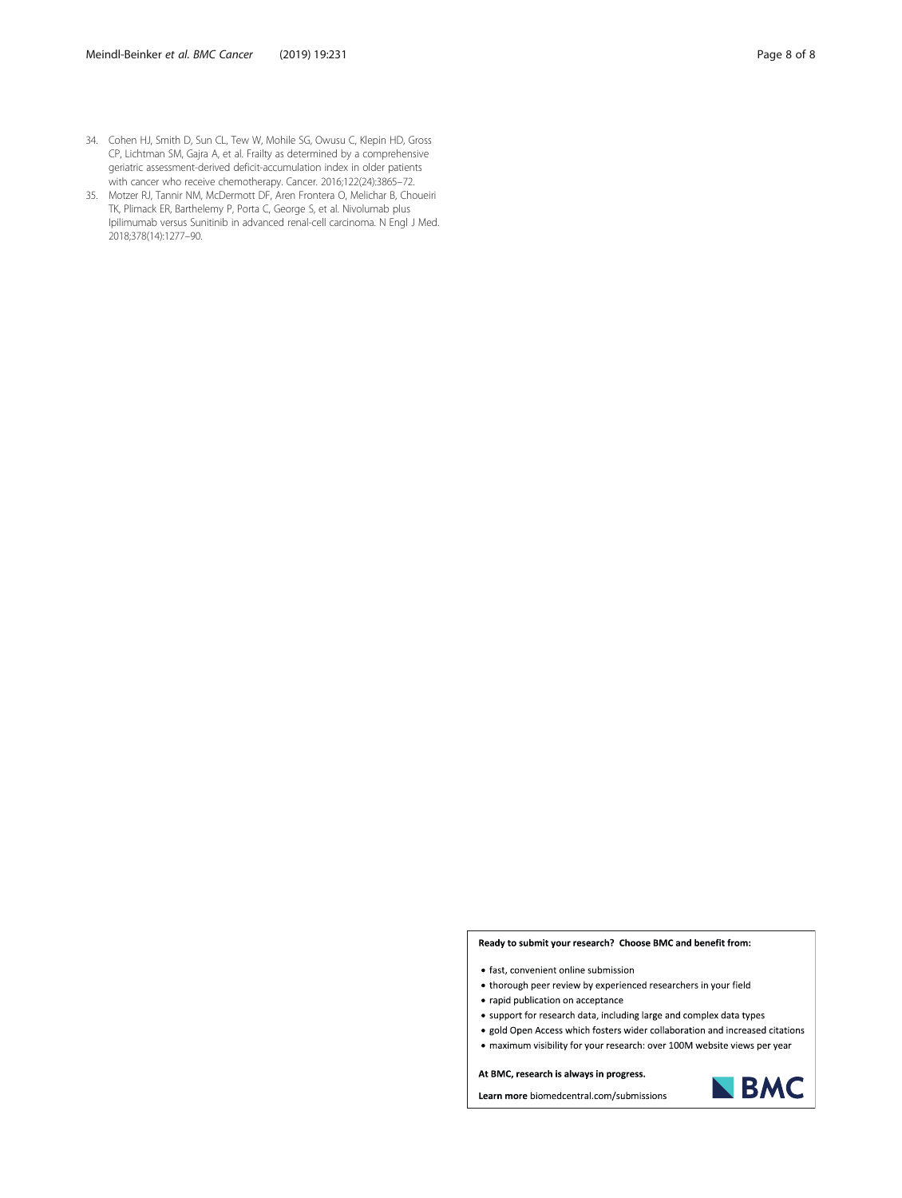34. Cohen HJ, Smith D, Sun CL, Tew W, Mohile SG, Owusu C, Klepin HD, Gross CP, Lichtman SM, Gajra A, et al. Frailty as determined by a comprehensive geriatric assessment-derived deficit-accumulation index in older patients with cancer who receive chemotherapy. Cancer. 2016;122(24):3865–72.
35. Motzer RJ, Tannir NM, McDermott DF, Aren Frontera O, Melichar B, Choueiri TK, Plimack ER, Barthelemy P, Porta C, George S, et al. Nivolumab plus Ipilimumab versus Sunitinib in advanced renal-cell carcinoma. N Engl J Med. 2018;378(14):1277–90.

**Ready to submit your research? Choose BMC and benefit from:**

- fast, convenient online submission
- thorough peer review by experienced researchers in your field
- rapid publication on acceptance
- support for research data, including large and complex data types
- gold Open Access which fosters wider collaboration and increased citations
- maximum visibility for your research: over 100M website views per year

**At BMC, research is always in progress.**

**Learn more** biomedcentral.com/submissions

BMC